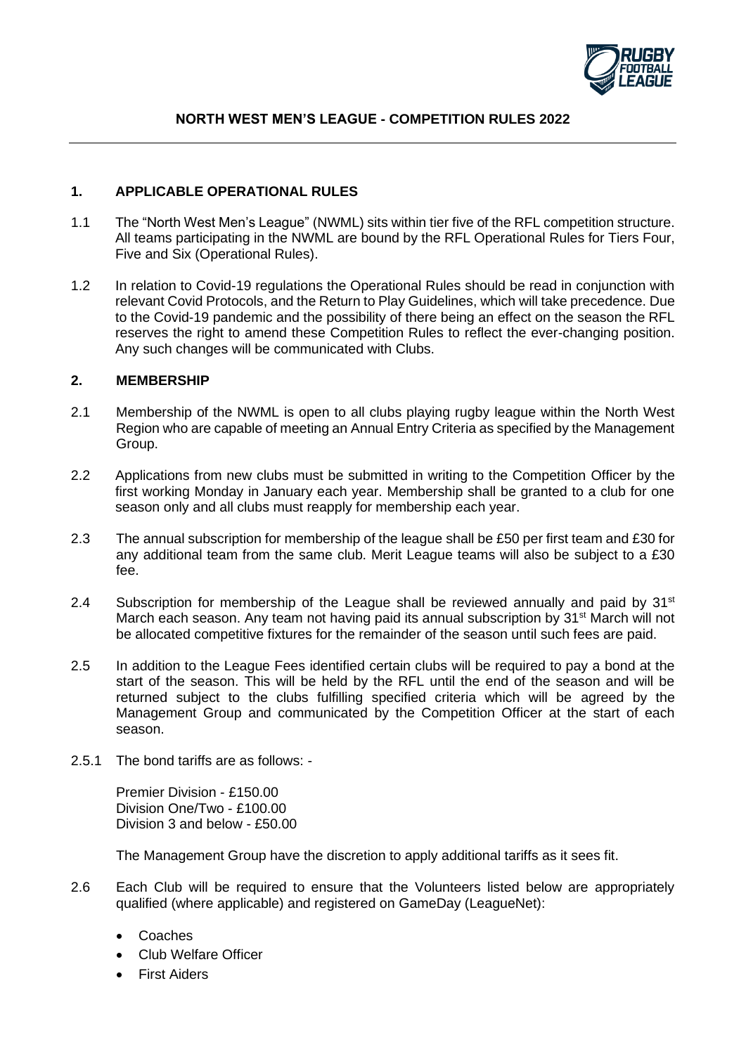# NORTH WEST MEN'S LEAGUE - COMPETITION RULES 2022

## 1. APPLICABLE OPERATIONAL RULES

1.1 The "North West Men's League" (NWML) sits within tier five of the RFL competition structure. All teams participating in the NWML are bound by the RFL Operational Rules for Tiers Four, Five and Six (Operational Rules).

1.2 In relation to Covid-19 regulations the Operational Rules should be read in conjunction with relevant Covid Protocols, and the Return to Play Guidelines, which will take precedence. Due to the Covid-19 pandemic and the possibility of there being an effect on the season the RFL reserves the right to amend these Competition Rules to reflect the ever-changing position. Any such changes will be communicated with Clubs.

## 2. MEMBERSHIP

2.1 Membership of the NWML is open to all clubs playing rugby league within the North West Region who are capable of meeting an Annual Entry Criteria as specified by the Management Group.

2.2 Applications from new clubs must be submitted in writing to the Competition Officer by the first working Monday in January each year. Membership shall be granted to a club for one season only and all clubs must reapply for membership each year.

2.3 The annual subscription for membership of the league shall be £50 per first team and £30 for any additional team from the same club. Merit League teams will also be subject to a £30 fee.

2.4 Subscription for membership of the League shall be reviewed annually and paid by 31st March each season. Any team not having paid its annual subscription by 31st March will not be allocated competitive fixtures for the remainder of the season until such fees are paid.

2.5 In addition to the League Fees identified certain clubs will be required to pay a bond at the start of the season. This will be held by the RFL until the end of the season and will be returned subject to the clubs fulfilling specified criteria which will be agreed by the Management Group and communicated by the Competition Officer at the start of each season.

2.5.1 The bond tariffs are as follows: -

Premier Division - £150.00
Division One/Two - £100.00
Division 3 and below - £50.00

The Management Group have the discretion to apply additional tariffs as it sees fit.

2.6 Each Club will be required to ensure that the Volunteers listed below are appropriately qualified (where applicable) and registered on GameDay (LeagueNet):

- Coaches
- Club Welfare Officer
- First Aiders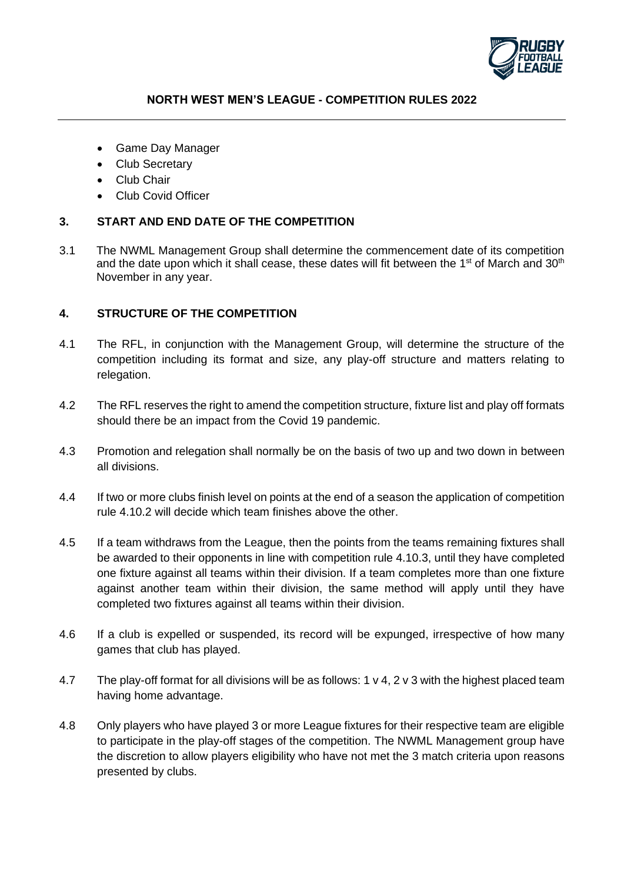- Game Day Manager
- Club Secretary
- Club Chair
- Club Covid Officer

## 3. START AND END DATE OF THE COMPETITION

3.1 The NWML Management Group shall determine the commencement date of its competition and the date upon which it shall cease, these dates will fit between the 1st of March and 30th November in any year.

## 4. STRUCTURE OF THE COMPETITION

4.1 The RFL, in conjunction with the Management Group, will determine the structure of the competition including its format and size, any play-off structure and matters relating to relegation.

4.2 The RFL reserves the right to amend the competition structure, fixture list and play off formats should there be an impact from the Covid 19 pandemic.

4.3 Promotion and relegation shall normally be on the basis of two up and two down in between all divisions.

4.4 If two or more clubs finish level on points at the end of a season the application of competition rule 4.10.2 will decide which team finishes above the other.

4.5 If a team withdraws from the League, then the points from the teams remaining fixtures shall be awarded to their opponents in line with competition rule 4.10.3, until they have completed one fixture against all teams within their division. If a team completes more than one fixture against another team within their division, the same method will apply until they have completed two fixtures against all teams within their division.

4.6 If a club is expelled or suspended, its record will be expunged, irrespective of how many games that club has played.

4.7 The play-off format for all divisions will be as follows: 1 v 4, 2 v 3 with the highest placed team having home advantage.

4.8 Only players who have played 3 or more League fixtures for their respective team are eligible to participate in the play-off stages of the competition. The NWML Management group have the discretion to allow players eligibility who have not met the 3 match criteria upon reasons presented by clubs.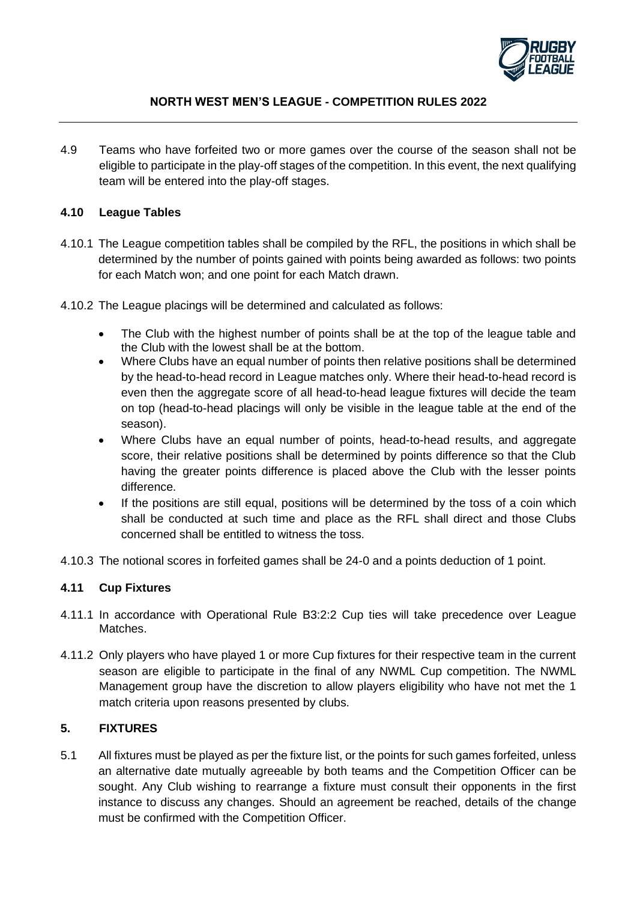4.9 Teams who have forfeited two or more games over the course of the season shall not be eligible to participate in the play-off stages of the competition. In this event, the next qualifying team will be entered into the play-off stages.

### 4.10 League Tables

4.10.1 The League competition tables shall be compiled by the RFL, the positions in which shall be determined by the number of points gained with points being awarded as follows: two points for each Match won; and one point for each Match drawn.

4.10.2 The League placings will be determined and calculated as follows:

- The Club with the highest number of points shall be at the top of the league table and the Club with the lowest shall be at the bottom.
- Where Clubs have an equal number of points then relative positions shall be determined by the head-to-head record in League matches only. Where their head-to-head record is even then the aggregate score of all head-to-head league fixtures will decide the team on top (head-to-head placings will only be visible in the league table at the end of the season).
- Where Clubs have an equal number of points, head-to-head results, and aggregate score, their relative positions shall be determined by points difference so that the Club having the greater points difference is placed above the Club with the lesser points difference.
- If the positions are still equal, positions will be determined by the toss of a coin which shall be conducted at such time and place as the RFL shall direct and those Clubs concerned shall be entitled to witness the toss.

4.10.3 The notional scores in forfeited games shall be 24-0 and a points deduction of 1 point.

### 4.11 Cup Fixtures

4.11.1 In accordance with Operational Rule B3:2:2 Cup ties will take precedence over League Matches.

4.11.2 Only players who have played 1 or more Cup fixtures for their respective team in the current season are eligible to participate in the final of any NWML Cup competition. The NWML Management group have the discretion to allow players eligibility who have not met the 1 match criteria upon reasons presented by clubs.

## 5. FIXTURES

5.1 All fixtures must be played as per the fixture list, or the points for such games forfeited, unless an alternative date mutually agreeable by both teams and the Competition Officer can be sought. Any Club wishing to rearrange a fixture must consult their opponents in the first instance to discuss any changes. Should an agreement be reached, details of the change must be confirmed with the Competition Officer.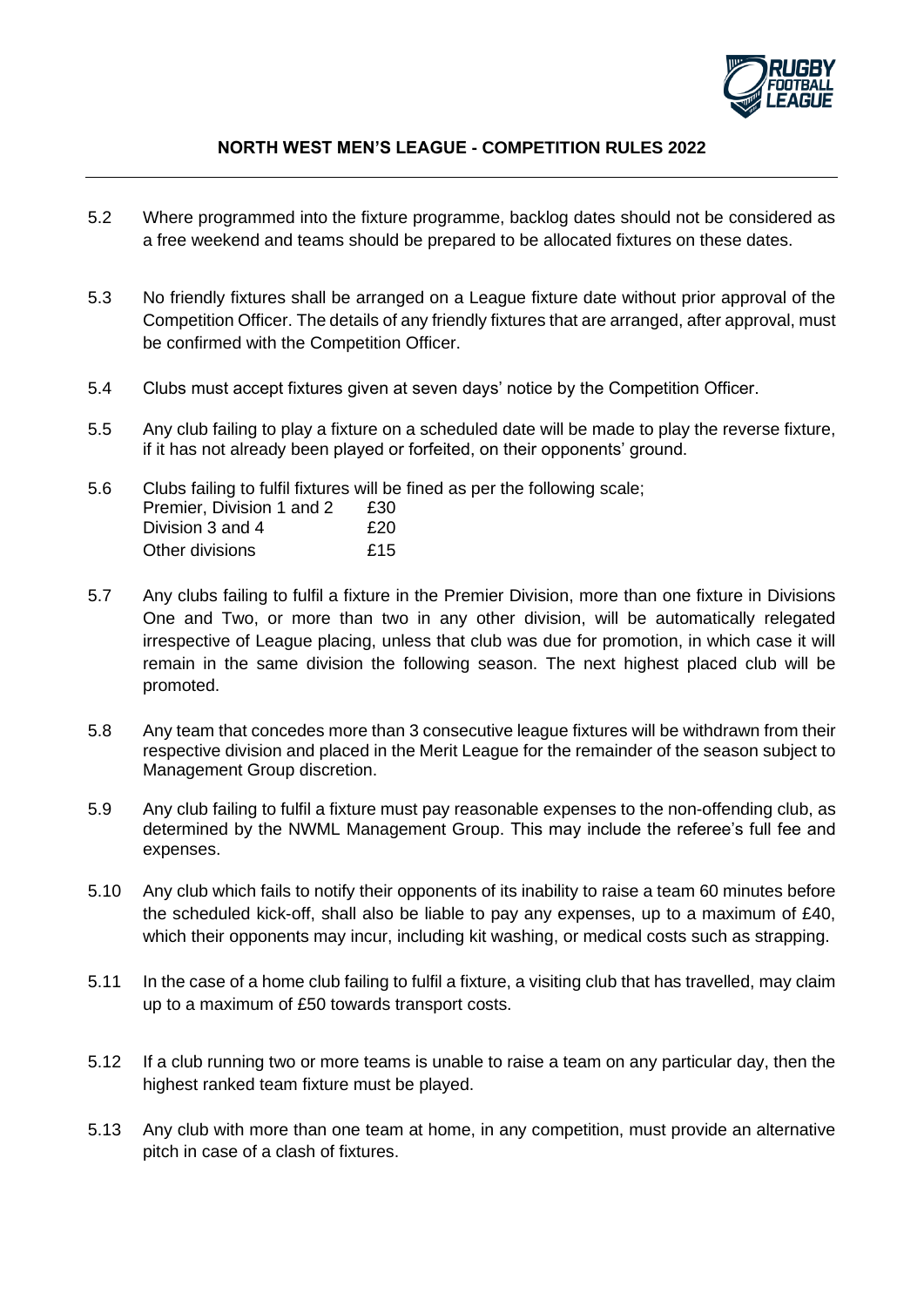5.2 Where programmed into the fixture programme, backlog dates should not be considered as a free weekend and teams should be prepared to be allocated fixtures on these dates.

5.3 No friendly fixtures shall be arranged on a League fixture date without prior approval of the Competition Officer. The details of any friendly fixtures that are arranged, after approval, must be confirmed with the Competition Officer.

5.4 Clubs must accept fixtures given at seven days' notice by the Competition Officer.

5.5 Any club failing to play a fixture on a scheduled date will be made to play the reverse fixture, if it has not already been played or forfeited, on their opponents' ground.

5.6 Clubs failing to fulfil fixtures will be fined as per the following scale;

| | |
|---|---|
| Premier, Division 1 and 2 | £30 |
| Division 3 and 4 | £20 |
| Other divisions | £15 |

5.7 Any clubs failing to fulfil a fixture in the Premier Division, more than one fixture in Divisions One and Two, or more than two in any other division, will be automatically relegated irrespective of League placing, unless that club was due for promotion, in which case it will remain in the same division the following season. The next highest placed club will be promoted.

5.8 Any team that concedes more than 3 consecutive league fixtures will be withdrawn from their respective division and placed in the Merit League for the remainder of the season subject to Management Group discretion.

5.9 Any club failing to fulfil a fixture must pay reasonable expenses to the non-offending club, as determined by the NWML Management Group. This may include the referee's full fee and expenses.

5.10 Any club which fails to notify their opponents of its inability to raise a team 60 minutes before the scheduled kick-off, shall also be liable to pay any expenses, up to a maximum of £40, which their opponents may incur, including kit washing, or medical costs such as strapping.

5.11 In the case of a home club failing to fulfil a fixture, a visiting club that has travelled, may claim up to a maximum of £50 towards transport costs.

5.12 If a club running two or more teams is unable to raise a team on any particular day, then the highest ranked team fixture must be played.

5.13 Any club with more than one team at home, in any competition, must provide an alternative pitch in case of a clash of fixtures.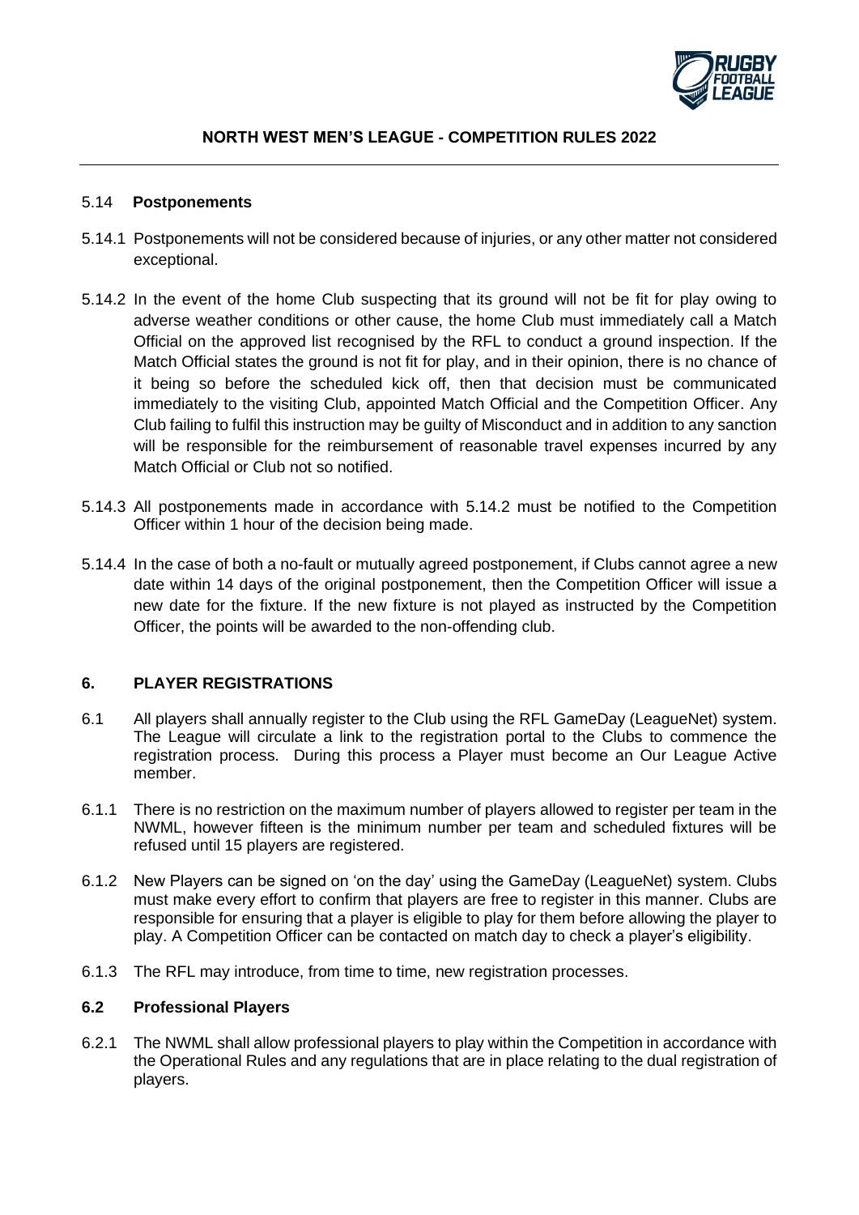### 5.14 **Postponements**

5.14.1 Postponements will not be considered because of injuries, or any other matter not considered exceptional.

5.14.2 In the event of the home Club suspecting that its ground will not be fit for play owing to adverse weather conditions or other cause, the home Club must immediately call a Match Official on the approved list recognised by the RFL to conduct a ground inspection. If the Match Official states the ground is not fit for play, and in their opinion, there is no chance of it being so before the scheduled kick off, then that decision must be communicated immediately to the visiting Club, appointed Match Official and the Competition Officer. Any Club failing to fulfil this instruction may be guilty of Misconduct and in addition to any sanction will be responsible for the reimbursement of reasonable travel expenses incurred by any Match Official or Club not so notified.

5.14.3 All postponements made in accordance with 5.14.2 must be notified to the Competition Officer within 1 hour of the decision being made.

5.14.4 In the case of both a no-fault or mutually agreed postponement, if Clubs cannot agree a new date within 14 days of the original postponement, then the Competition Officer will issue a new date for the fixture. If the new fixture is not played as instructed by the Competition Officer, the points will be awarded to the non-offending club.

## 6. PLAYER REGISTRATIONS

6.1 All players shall annually register to the Club using the RFL GameDay (LeagueNet) system. The League will circulate a link to the registration portal to the Clubs to commence the registration process. During this process a Player must become an Our League Active member.

6.1.1 There is no restriction on the maximum number of players allowed to register per team in the NWML, however fifteen is the minimum number per team and scheduled fixtures will be refused until 15 players are registered.

6.1.2 New Players can be signed on 'on the day' using the GameDay (LeagueNet) system. Clubs must make every effort to confirm that players are free to register in this manner. Clubs are responsible for ensuring that a player is eligible to play for them before allowing the player to play. A Competition Officer can be contacted on match day to check a player's eligibility.

6.1.3 The RFL may introduce, from time to time, new registration processes.

### 6.2 Professional Players

6.2.1 The NWML shall allow professional players to play within the Competition in accordance with the Operational Rules and any regulations that are in place relating to the dual registration of players.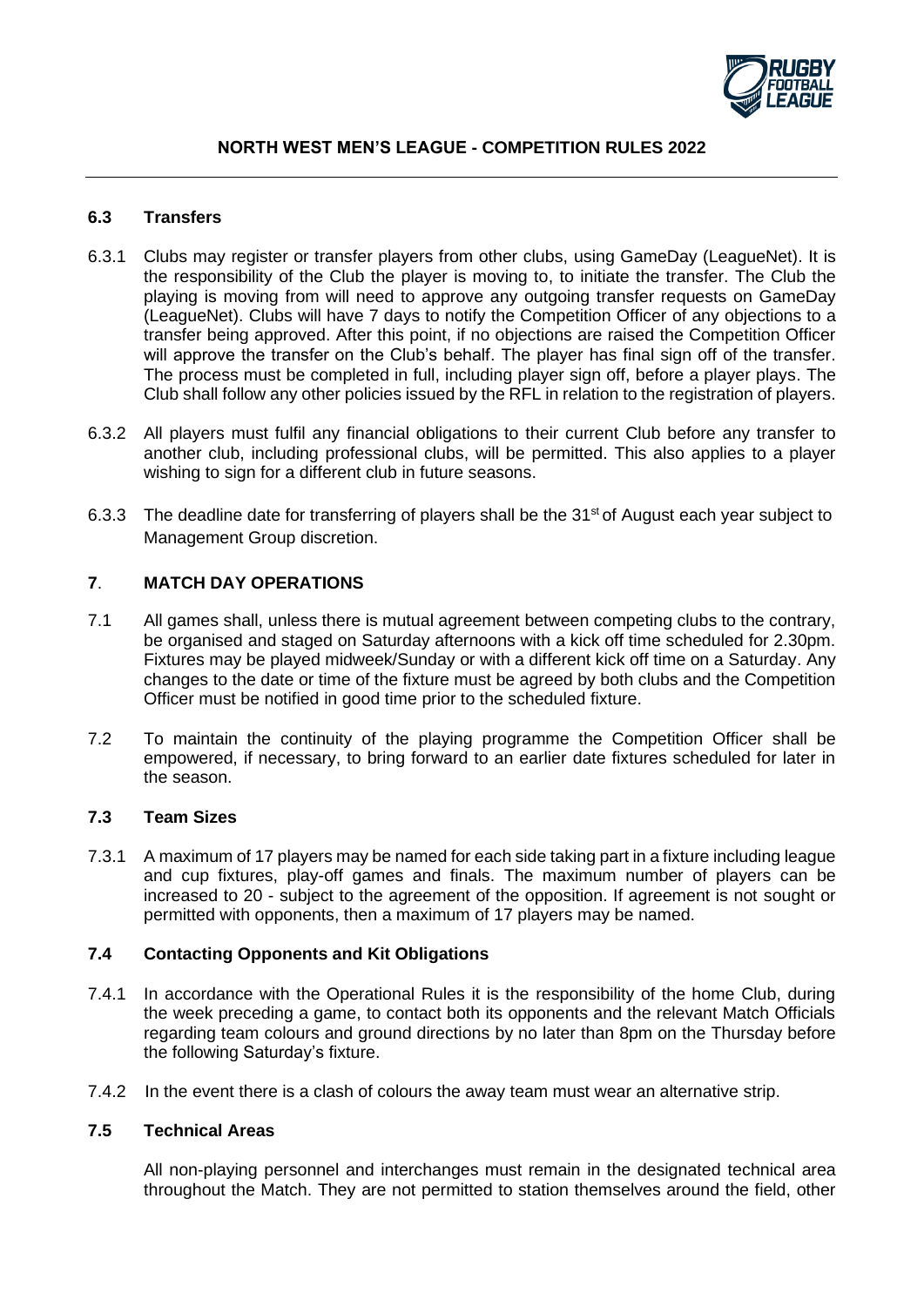### 6.3 Transfers

6.3.1 Clubs may register or transfer players from other clubs, using GameDay (LeagueNet). It is the responsibility of the Club the player is moving to, to initiate the transfer. The Club the playing is moving from will need to approve any outgoing transfer requests on GameDay (LeagueNet). Clubs will have 7 days to notify the Competition Officer of any objections to a transfer being approved. After this point, if no objections are raised the Competition Officer will approve the transfer on the Club's behalf. The player has final sign off of the transfer. The process must be completed in full, including player sign off, before a player plays. The Club shall follow any other policies issued by the RFL in relation to the registration of players.

6.3.2 All players must fulfil any financial obligations to their current Club before any transfer to another club, including professional clubs, will be permitted. This also applies to a player wishing to sign for a different club in future seasons.

6.3.3 The deadline date for transferring of players shall be the 31st of August each year subject to Management Group discretion.

## 7. MATCH DAY OPERATIONS

7.1 All games shall, unless there is mutual agreement between competing clubs to the contrary, be organised and staged on Saturday afternoons with a kick off time scheduled for 2.30pm. Fixtures may be played midweek/Sunday or with a different kick off time on a Saturday. Any changes to the date or time of the fixture must be agreed by both clubs and the Competition Officer must be notified in good time prior to the scheduled fixture.

7.2 To maintain the continuity of the playing programme the Competition Officer shall be empowered, if necessary, to bring forward to an earlier date fixtures scheduled for later in the season.

### 7.3 Team Sizes

7.3.1 A maximum of 17 players may be named for each side taking part in a fixture including league and cup fixtures, play-off games and finals. The maximum number of players can be increased to 20 - subject to the agreement of the opposition. If agreement is not sought or permitted with opponents, then a maximum of 17 players may be named.

### 7.4 Contacting Opponents and Kit Obligations

7.4.1 In accordance with the Operational Rules it is the responsibility of the home Club, during the week preceding a game, to contact both its opponents and the relevant Match Officials regarding team colours and ground directions by no later than 8pm on the Thursday before the following Saturday's fixture.

7.4.2 In the event there is a clash of colours the away team must wear an alternative strip.

### 7.5 Technical Areas

All non-playing personnel and interchanges must remain in the designated technical area throughout the Match. They are not permitted to station themselves around the field, other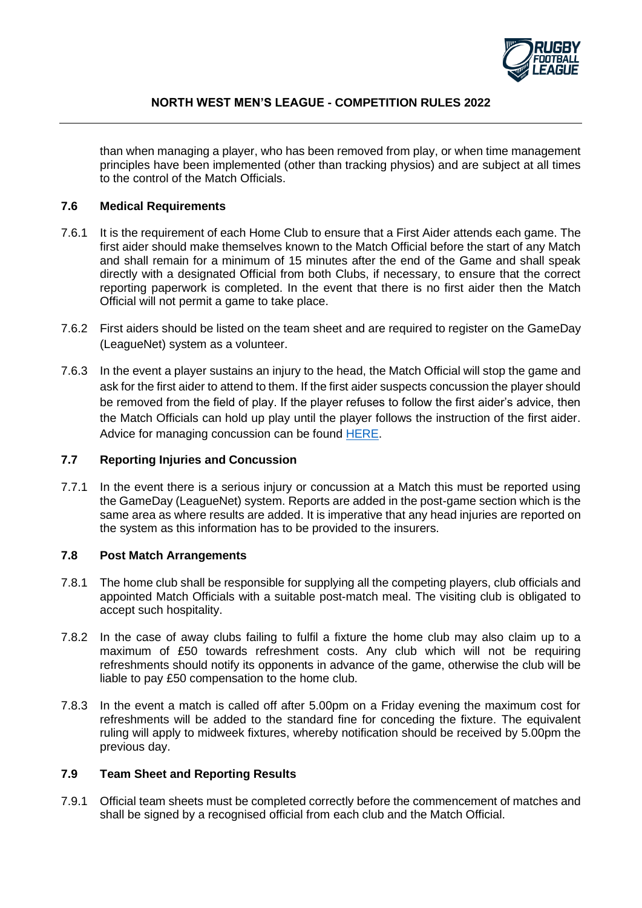than when managing a player, who has been removed from play, or when time management principles have been implemented (other than tracking physios) and are subject at all times to the control of the Match Officials.

### 7.6 Medical Requirements

7.6.1 It is the requirement of each Home Club to ensure that a First Aider attends each game. The first aider should make themselves known to the Match Official before the start of any Match and shall remain for a minimum of 15 minutes after the end of the Game and shall speak directly with a designated Official from both Clubs, if necessary, to ensure that the correct reporting paperwork is completed. In the event that there is no first aider then the Match Official will not permit a game to take place.

7.6.2 First aiders should be listed on the team sheet and are required to register on the GameDay (LeagueNet) system as a volunteer.

7.6.3 In the event a player sustains an injury to the head, the Match Official will stop the game and ask for the first aider to attend to them. If the first aider suspects concussion the player should be removed from the field of play. If the player refuses to follow the first aider's advice, then the Match Officials can hold up play until the player follows the instruction of the first aider. Advice for managing concussion can be found HERE.

### 7.7 Reporting Injuries and Concussion

7.7.1 In the event there is a serious injury or concussion at a Match this must be reported using the GameDay (LeagueNet) system. Reports are added in the post-game section which is the same area as where results are added. It is imperative that any head injuries are reported on the system as this information has to be provided to the insurers.

### 7.8 Post Match Arrangements

7.8.1 The home club shall be responsible for supplying all the competing players, club officials and appointed Match Officials with a suitable post-match meal. The visiting club is obligated to accept such hospitality.

7.8.2 In the case of away clubs failing to fulfil a fixture the home club may also claim up to a maximum of £50 towards refreshment costs. Any club which will not be requiring refreshments should notify its opponents in advance of the game, otherwise the club will be liable to pay £50 compensation to the home club.

7.8.3 In the event a match is called off after 5.00pm on a Friday evening the maximum cost for refreshments will be added to the standard fine for conceding the fixture. The equivalent ruling will apply to midweek fixtures, whereby notification should be received by 5.00pm the previous day.

### 7.9 Team Sheet and Reporting Results

7.9.1 Official team sheets must be completed correctly before the commencement of matches and shall be signed by a recognised official from each club and the Match Official.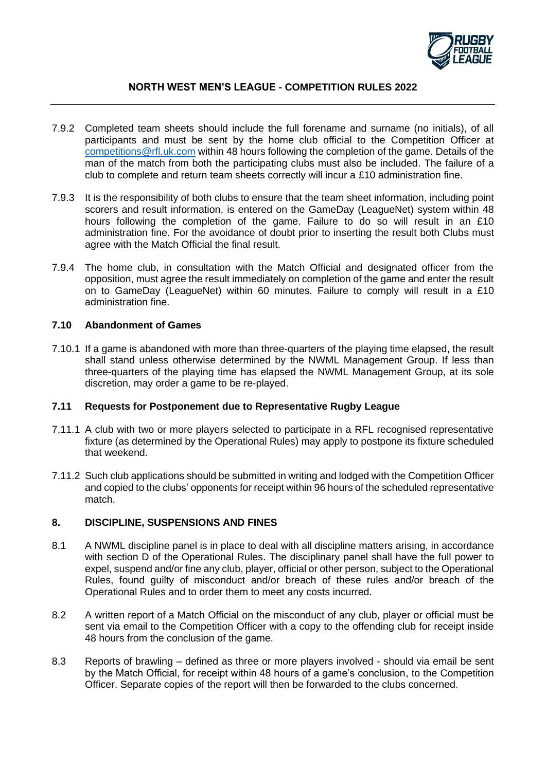7.9.2 Completed team sheets should include the full forename and surname (no initials), of all participants and must be sent by the home club official to the Competition Officer at competitions@rfl.uk.com within 48 hours following the completion of the game. Details of the man of the match from both the participating clubs must also be included. The failure of a club to complete and return team sheets correctly will incur a £10 administration fine.

7.9.3 It is the responsibility of both clubs to ensure that the team sheet information, including point scorers and result information, is entered on the GameDay (LeagueNet) system within 48 hours following the completion of the game. Failure to do so will result in an £10 administration fine. For the avoidance of doubt prior to inserting the result both Clubs must agree with the Match Official the final result.

7.9.4 The home club, in consultation with the Match Official and designated officer from the opposition, must agree the result immediately on completion of the game and enter the result on to GameDay (LeagueNet) within 60 minutes. Failure to comply will result in a £10 administration fine.

### 7.10 Abandonment of Games

7.10.1 If a game is abandoned with more than three-quarters of the playing time elapsed, the result shall stand unless otherwise determined by the NWML Management Group. If less than three-quarters of the playing time has elapsed the NWML Management Group, at its sole discretion, may order a game to be re-played.

### 7.11 Requests for Postponement due to Representative Rugby League

7.11.1 A club with two or more players selected to participate in a RFL recognised representative fixture (as determined by the Operational Rules) may apply to postpone its fixture scheduled that weekend.

7.11.2 Such club applications should be submitted in writing and lodged with the Competition Officer and copied to the clubs' opponents for receipt within 96 hours of the scheduled representative match.

## 8. DISCIPLINE, SUSPENSIONS AND FINES

8.1 A NWML discipline panel is in place to deal with all discipline matters arising, in accordance with section D of the Operational Rules. The disciplinary panel shall have the full power to expel, suspend and/or fine any club, player, official or other person, subject to the Operational Rules, found guilty of misconduct and/or breach of these rules and/or breach of the Operational Rules and to order them to meet any costs incurred.

8.2 A written report of a Match Official on the misconduct of any club, player or official must be sent via email to the Competition Officer with a copy to the offending club for receipt inside 48 hours from the conclusion of the game.

8.3 Reports of brawling – defined as three or more players involved - should via email be sent by the Match Official, for receipt within 48 hours of a game's conclusion, to the Competition Officer. Separate copies of the report will then be forwarded to the clubs concerned.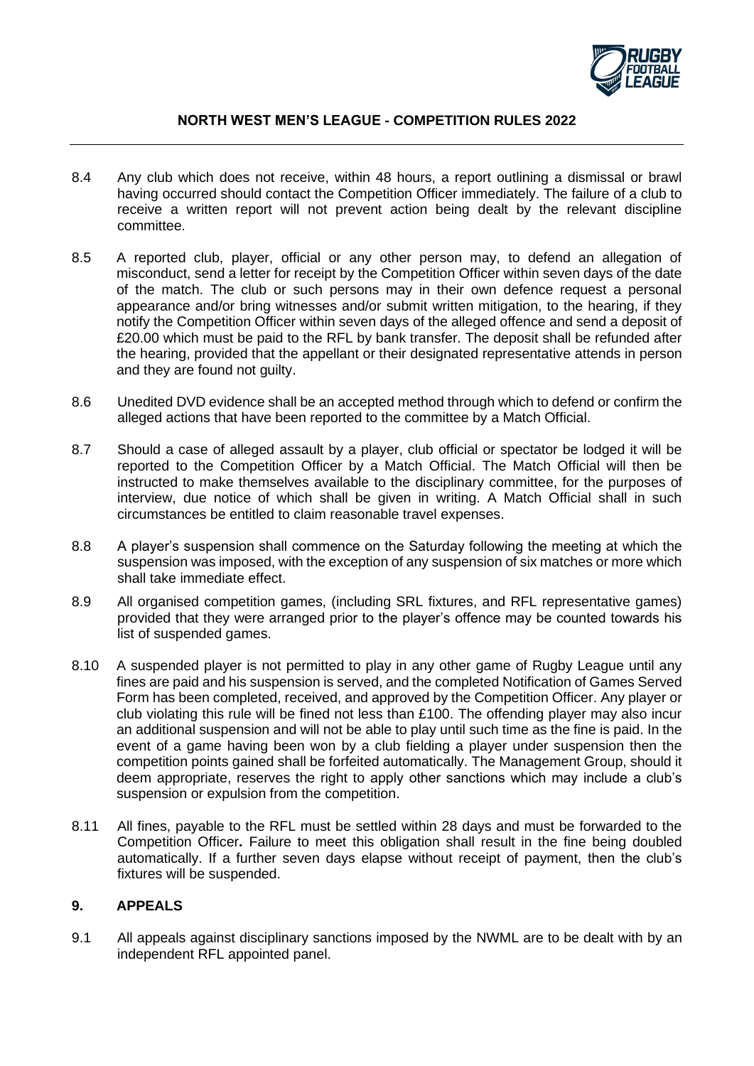8.4 Any club which does not receive, within 48 hours, a report outlining a dismissal or brawl having occurred should contact the Competition Officer immediately. The failure of a club to receive a written report will not prevent action being dealt by the relevant discipline committee.

8.5 A reported club, player, official or any other person may, to defend an allegation of misconduct, send a letter for receipt by the Competition Officer within seven days of the date of the match. The club or such persons may in their own defence request a personal appearance and/or bring witnesses and/or submit written mitigation, to the hearing, if they notify the Competition Officer within seven days of the alleged offence and send a deposit of £20.00 which must be paid to the RFL by bank transfer. The deposit shall be refunded after the hearing, provided that the appellant or their designated representative attends in person and they are found not guilty.

8.6 Unedited DVD evidence shall be an accepted method through which to defend or confirm the alleged actions that have been reported to the committee by a Match Official.

8.7 Should a case of alleged assault by a player, club official or spectator be lodged it will be reported to the Competition Officer by a Match Official. The Match Official will then be instructed to make themselves available to the disciplinary committee, for the purposes of interview, due notice of which shall be given in writing. A Match Official shall in such circumstances be entitled to claim reasonable travel expenses.

8.8 A player's suspension shall commence on the Saturday following the meeting at which the suspension was imposed, with the exception of any suspension of six matches or more which shall take immediate effect.

8.9 All organised competition games, (including SRL fixtures, and RFL representative games) provided that they were arranged prior to the player's offence may be counted towards his list of suspended games.

8.10 A suspended player is not permitted to play in any other game of Rugby League until any fines are paid and his suspension is served, and the completed Notification of Games Served Form has been completed, received, and approved by the Competition Officer. Any player or club violating this rule will be fined not less than £100. The offending player may also incur an additional suspension and will not be able to play until such time as the fine is paid. In the event of a game having been won by a club fielding a player under suspension then the competition points gained shall be forfeited automatically. The Management Group, should it deem appropriate, reserves the right to apply other sanctions which may include a club's suspension or expulsion from the competition.

8.11 All fines, payable to the RFL must be settled within 28 days and must be forwarded to the Competition Officer**.** Failure to meet this obligation shall result in the fine being doubled automatically. If a further seven days elapse without receipt of payment, then the club's fixtures will be suspended.

## 9. APPEALS

9.1 All appeals against disciplinary sanctions imposed by the NWML are to be dealt with by an independent RFL appointed panel.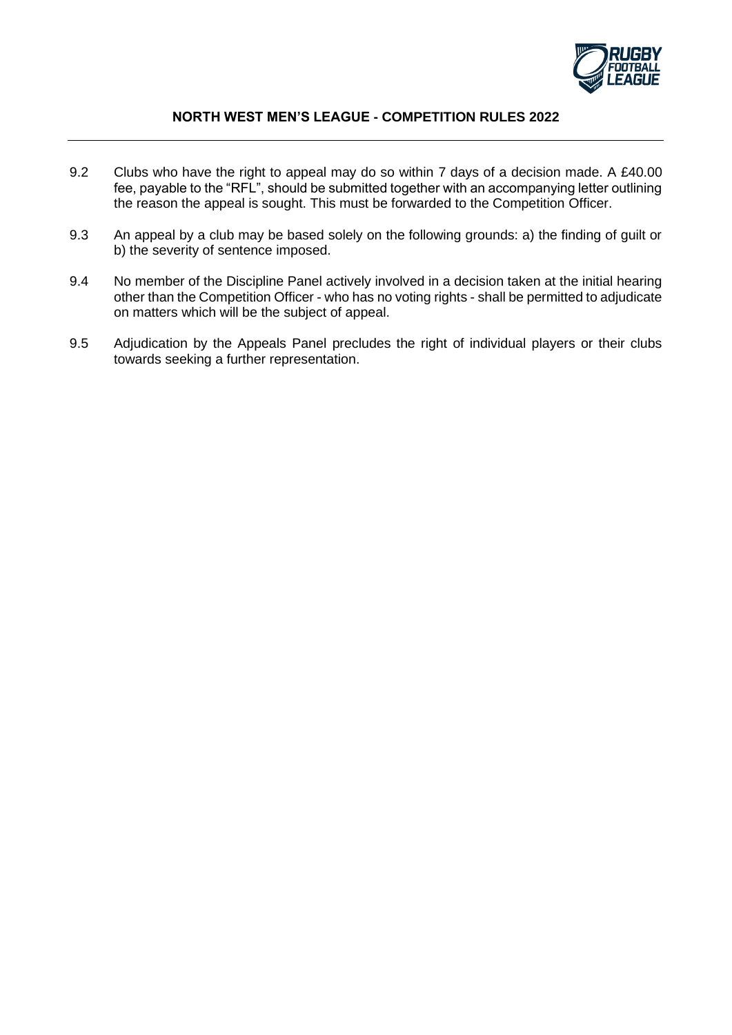9.2 Clubs who have the right to appeal may do so within 7 days of a decision made. A £40.00 fee, payable to the "RFL", should be submitted together with an accompanying letter outlining the reason the appeal is sought. This must be forwarded to the Competition Officer.

9.3 An appeal by a club may be based solely on the following grounds: a) the finding of guilt or b) the severity of sentence imposed.

9.4 No member of the Discipline Panel actively involved in a decision taken at the initial hearing other than the Competition Officer - who has no voting rights - shall be permitted to adjudicate on matters which will be the subject of appeal.

9.5 Adjudication by the Appeals Panel precludes the right of individual players or their clubs towards seeking a further representation.